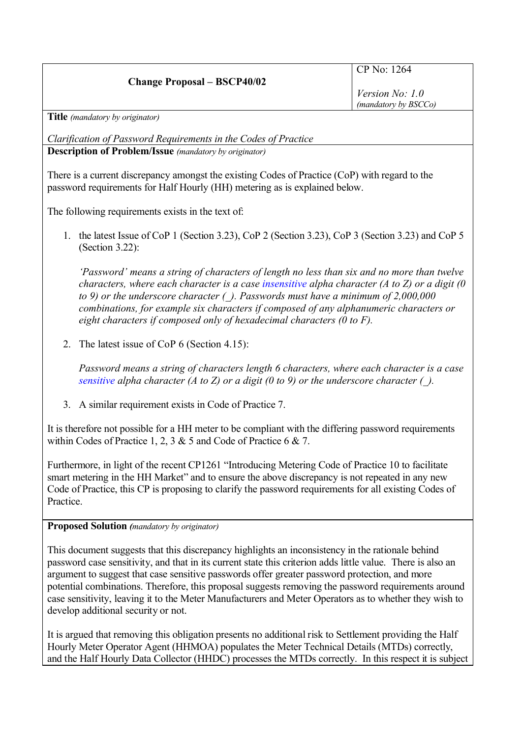| Change Proposal – BSCP40/02 | CP No: 1264<br><br>*Version No: 1.0*<br>*(mandatory by BSCCo)* |
|---|---|

**Title** *(mandatory by originator)*

*Clarification of Password Requirements in the Codes of Practice*

**Description of Problem/Issue** *(mandatory by originator)*

There is a current discrepancy amongst the existing Codes of Practice (CoP) with regard to the password requirements for Half Hourly (HH) metering as is explained below.

The following requirements exists in the text of:

1. the latest Issue of CoP 1 (Section 3.23), CoP 2 (Section 3.23), CoP 3 (Section 3.23) and CoP 5 (Section 3.22):

   *'Password' means a string of characters of length no less than six and no more than twelve characters, where each character is a case insensitive alpha character (A to Z) or a digit (0 to 9) or the underscore character (_). Passwords must have a minimum of 2,000,000 combinations, for example six characters if composed of any alphanumeric characters or eight characters if composed only of hexadecimal characters (0 to F).*

2. The latest issue of CoP 6 (Section 4.15):

   *Password means a string of characters length 6 characters, where each character is a case sensitive alpha character (A to Z) or a digit (0 to 9) or the underscore character (_).*

3. A similar requirement exists in Code of Practice 7.

It is therefore not possible for a HH meter to be compliant with the differing password requirements within Codes of Practice 1, 2, 3 & 5 and Code of Practice 6 & 7.

Furthermore, in light of the recent CP1261 "Introducing Metering Code of Practice 10 to facilitate smart metering in the HH Market" and to ensure the above discrepancy is not repeated in any new Code of Practice, this CP is proposing to clarify the password requirements for all existing Codes of Practice.

**Proposed Solution** *(mandatory by originator)*

This document suggests that this discrepancy highlights an inconsistency in the rationale behind password case sensitivity, and that in its current state this criterion adds little value. There is also an argument to suggest that case sensitive passwords offer greater password protection, and more potential combinations. Therefore, this proposal suggests removing the password requirements around case sensitivity, leaving it to the Meter Manufacturers and Meter Operators as to whether they wish to develop additional security or not.

It is argued that removing this obligation presents no additional risk to Settlement providing the Half Hourly Meter Operator Agent (HHMOA) populates the Meter Technical Details (MTDs) correctly, and the Half Hourly Data Collector (HHDC) processes the MTDs correctly. In this respect it is subject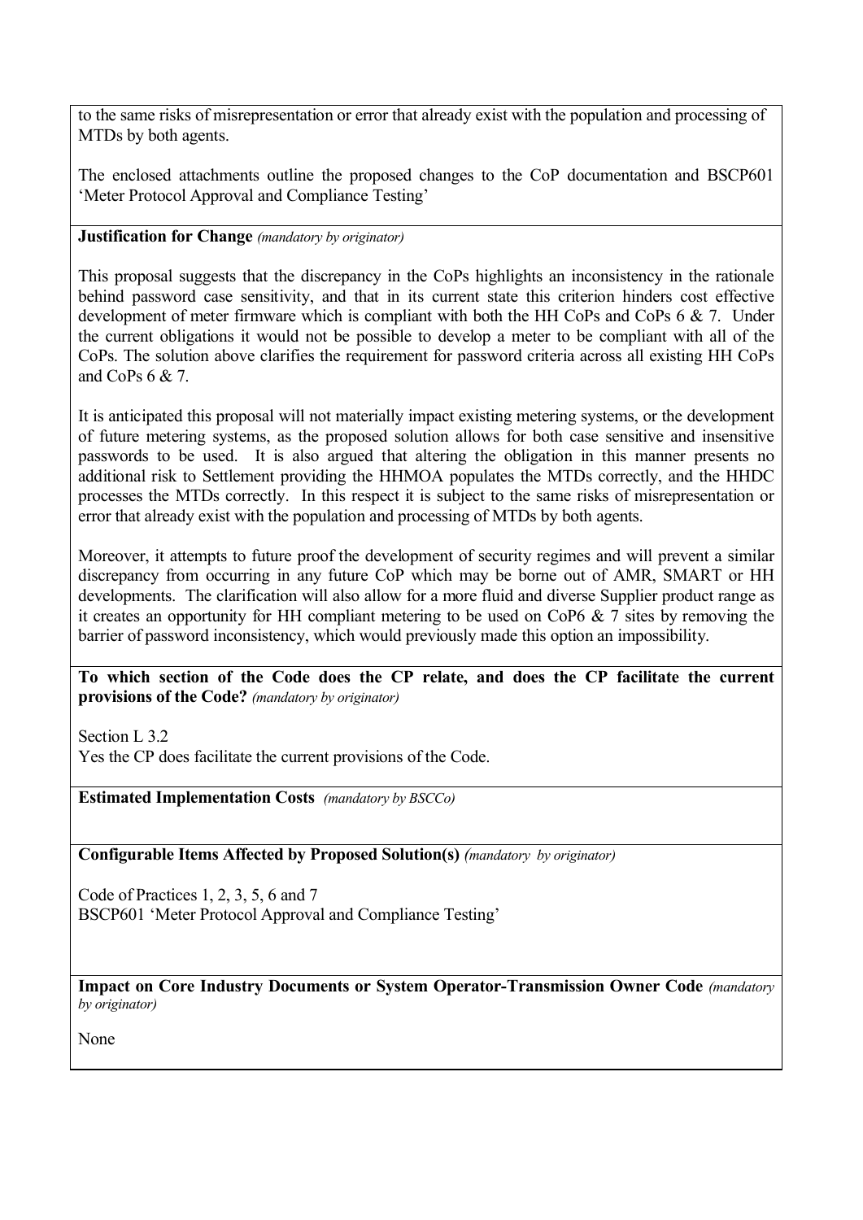to the same risks of misrepresentation or error that already exist with the population and processing of MTDs by both agents.

The enclosed attachments outline the proposed changes to the CoP documentation and BSCP601 'Meter Protocol Approval and Compliance Testing'

**Justification for Change** *(mandatory by originator)*

This proposal suggests that the discrepancy in the CoPs highlights an inconsistency in the rationale behind password case sensitivity, and that in its current state this criterion hinders cost effective development of meter firmware which is compliant with both the HH CoPs and CoPs 6 & 7. Under the current obligations it would not be possible to develop a meter to be compliant with all of the CoPs. The solution above clarifies the requirement for password criteria across all existing HH CoPs and CoPs 6 & 7.

It is anticipated this proposal will not materially impact existing metering systems, or the development of future metering systems, as the proposed solution allows for both case sensitive and insensitive passwords to be used. It is also argued that altering the obligation in this manner presents no additional risk to Settlement providing the HHMOA populates the MTDs correctly, and the HHDC processes the MTDs correctly. In this respect it is subject to the same risks of misrepresentation or error that already exist with the population and processing of MTDs by both agents.

Moreover, it attempts to future proof the development of security regimes and will prevent a similar discrepancy from occurring in any future CoP which may be borne out of AMR, SMART or HH developments. The clarification will also allow for a more fluid and diverse Supplier product range as it creates an opportunity for HH compliant metering to be used on CoP6 & 7 sites by removing the barrier of password inconsistency, which would previously made this option an impossibility.

**To which section of the Code does the CP relate, and does the CP facilitate the current provisions of the Code?** *(mandatory by originator)*

Section L 3.2
Yes the CP does facilitate the current provisions of the Code.

**Estimated Implementation Costs** *(mandatory by BSCCo)*

**Configurable Items Affected by Proposed Solution(s)** *(mandatory by originator)*

Code of Practices 1, 2, 3, 5, 6 and 7
BSCP601 'Meter Protocol Approval and Compliance Testing'

**Impact on Core Industry Documents or System Operator-Transmission Owner Code** *(mandatory by originator)*

None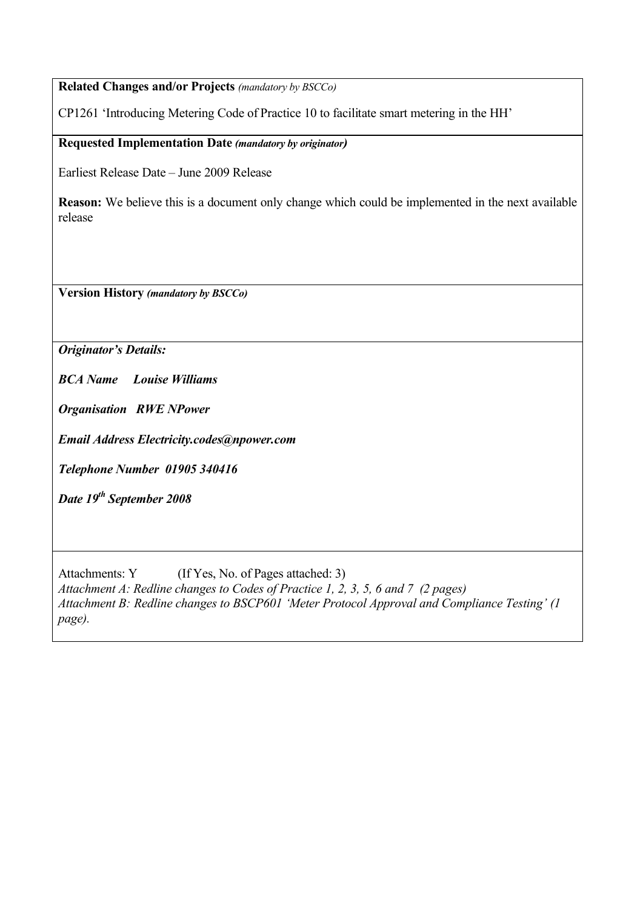**Related Changes and/or Projects** *(mandatory by BSCCo)*

CP1261 'Introducing Metering Code of Practice 10 to facilitate smart metering in the HH'

**Requested Implementation Date** ***(mandatory by originator)***

Earliest Release Date – June 2009 Release

**Reason:** We believe this is a document only change which could be implemented in the next available release

**Version History** ***(mandatory by BSCCo)***

***Originator's Details:***

***BCA Name Louise Williams***

***Organisation RWE NPower***

***Email Address Electricity.codes@npower.com***

***Telephone Number 01905 340416***

***Date 19th September 2008***

Attachments: Y (If Yes, No. of Pages attached: 3)

*Attachment A: Redline changes to Codes of Practice 1, 2, 3, 5, 6 and 7 (2 pages)*

*Attachment B: Redline changes to BSCP601 'Meter Protocol Approval and Compliance Testing' (1 page).*